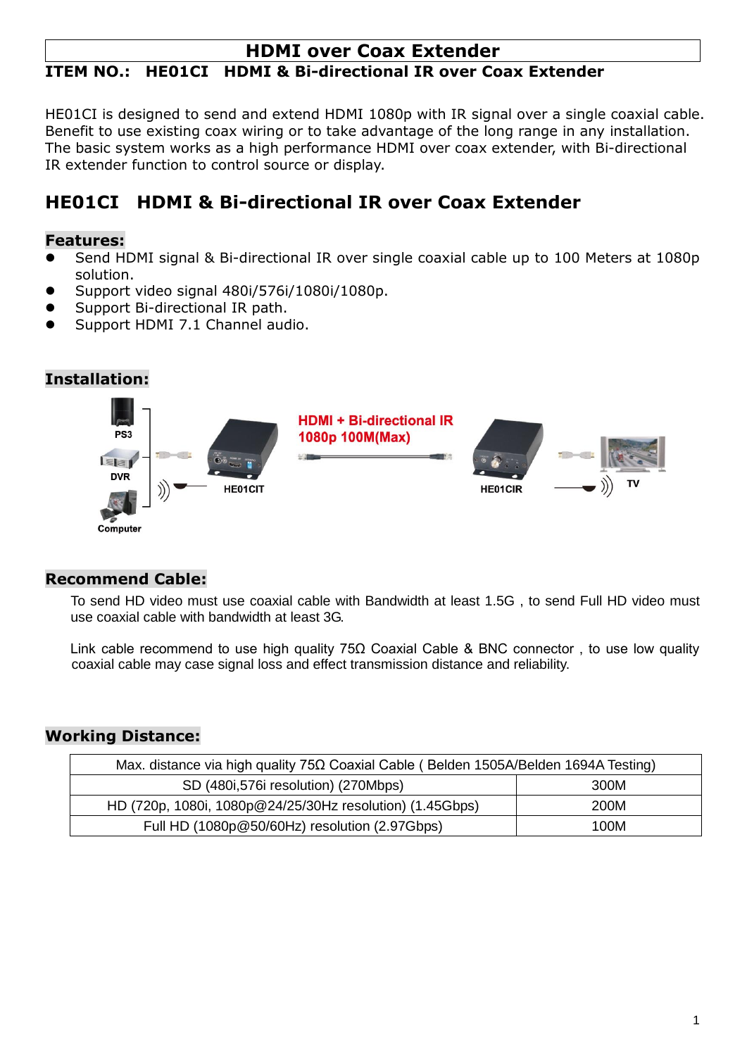# HDMI over Coax Extender

**ITEM NO.: HE01CI HDMI & Bi-directional IR over Coax Extender**

HE01CI is designed to send and extend HDMI 1080p with IR signal over a single coaxial cable. Benefit to use existing coax wiring or to take advantage of the long range in any installation. The basic system works as a high performance HDMI over coax extender, with Bi-directional IR extender function to control source or display.

## HE01CI HDMI & Bi-directional IR over Coax Extender

### Features:

- Send HDMI signal & Bi-directional IR over single coaxial cable up to 100 Meters at 1080p solution.
- Support video signal 480i/576i/1080i/1080p.
- Support Bi-directional IR path.
- Support HDMI 7.1 Channel audio.

### Installation:

PS3
DVR
Computer
HE01CIT
HDMI + Bi-directional IR
1080p 100M(Max)
HE01CIR
TV

### Recommend Cable:

To send HD video must use coaxial cable with Bandwidth at least 1.5G , to send Full HD video must use coaxial cable with bandwidth at least 3G.

Link cable recommend to use high quality 75Ω Coaxial Cable & BNC connector , to use low quality coaxial cable may case signal loss and effect transmission distance and reliability.

### Working Distance:

| Max. distance via high quality 75Ω Coaxial Cable ( Belden 1505A/Belden 1694A Testing) | |
|---|---|
| SD (480i,576i resolution) (270Mbps) | 300M |
| HD (720p, 1080i, 1080p@24/25/30Hz resolution) (1.45Gbps) | 200M |
| Full HD (1080p@50/60Hz) resolution (2.97Gbps) | 100M |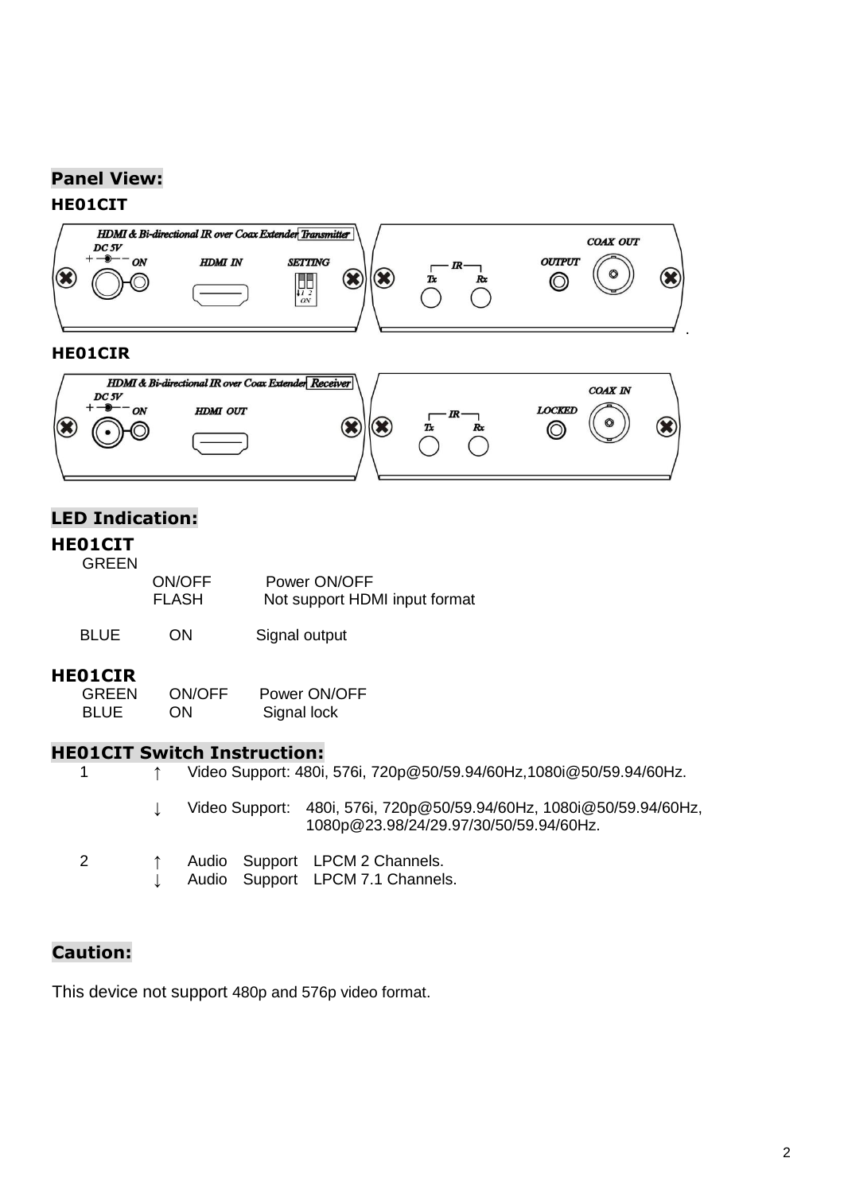## Panel View:

**HE01CIT**

HDMI & Bi-directional IR over Coax Extender Transmitter

DC 5V ON HDMI IN SETTING IR Tx Rx OUTPUT COAX OUT

**HE01CIR**

HDMI & Bi-directional IR over Coax Extender Receiver

DC 5V ON HDMI OUT IR Tx Rx LOCKED COAX IN

## LED Indication:

### HE01CIT

GREEN

| | |
|---|---|
| ON/OFF | Power ON/OFF |
| FLASH | Not support HDMI input format |

| | | |
|---|---|---|
| BLUE | ON | Signal output |

### HE01CIR

| | | |
|---|---|---|
| GREEN | ON/OFF | Power ON/OFF |
| BLUE | ON | Signal lock |

## HE01CIT Switch Instruction:

| | | |
|---|---|---|
| 1 | ↑ | Video Support: 480i, 576i, 720p@50/59.94/60Hz,1080i@50/59.94/60Hz. |
| | ↓ | Video Support: 480i, 576i, 720p@50/59.94/60Hz, 1080i@50/59.94/60Hz, 1080p@23.98/24/29.97/30/50/59.94/60Hz. |
| 2 | ↑ | Audio Support LPCM 2 Channels. |
| | ↓ | Audio Support LPCM 7.1 Channels. |

## Caution:

This device not support 480p and 576p video format.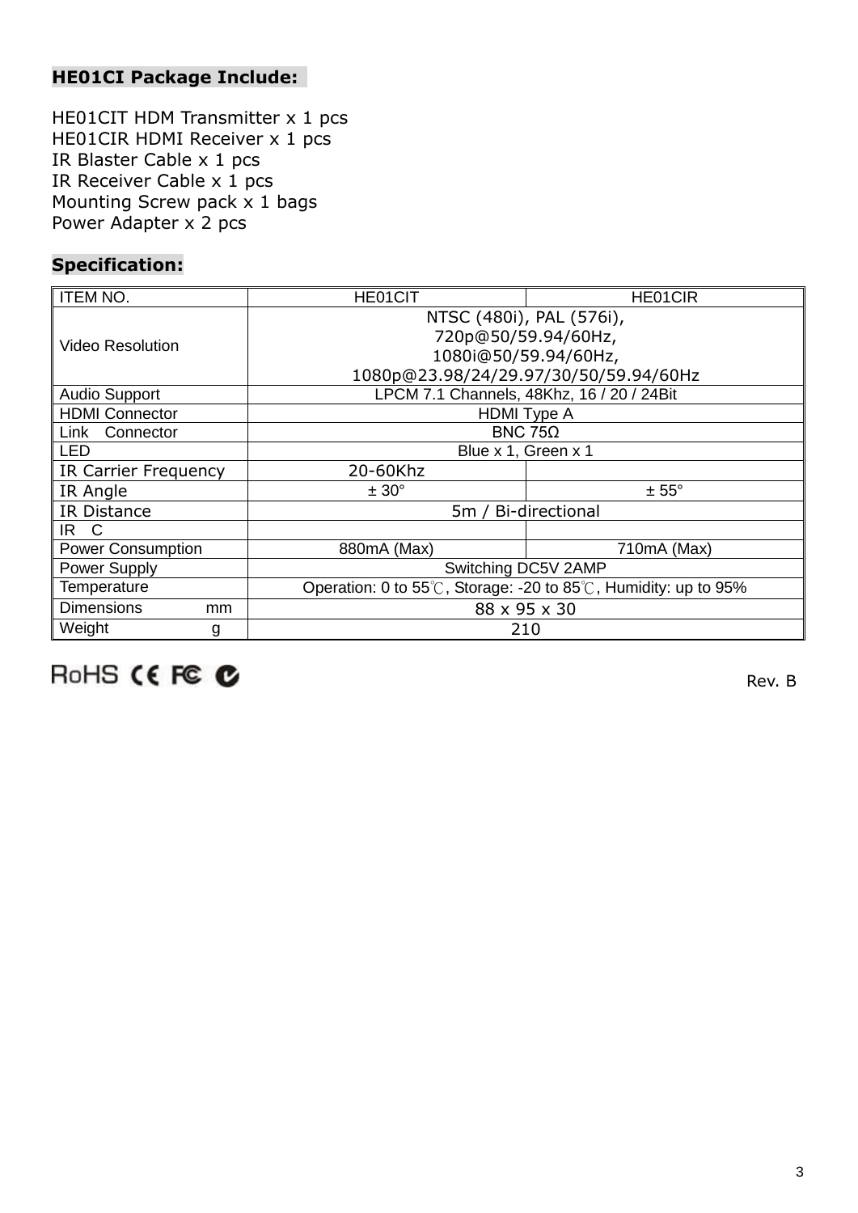**HE01CI Package Include:**

HE01CIT HDM Transmitter x 1 pcs
HE01CIR HDMI Receiver x 1 pcs
IR Blaster Cable x 1 pcs
IR Receiver Cable x 1 pcs
Mounting Screw pack x 1 bags
Power Adapter x 2 pcs

**Specification:**

| ITEM NO. | HE01CIT | HE01CIR |
|---|---|---|
| Video Resolution | NTSC (480i), PAL (576i), 720p@50/59.94/60Hz, 1080i@50/59.94/60Hz, 1080p@23.98/24/29.97/30/50/59.94/60Hz | |
| Audio Support | LPCM 7.1 Channels, 48Khz, 16 / 20 / 24Bit | |
| HDMI Connector | HDMI Type A | |
| Link Connector | BNC 75Ω | |
| LED | Blue x 1, Green x 1 | |
| IR Carrier Frequency | 20-60Khz | |
| IR Angle | ± 30° | ± 55° |
| IR Distance | 5m / Bi-directional | |
| IR C | | |
| Power Consumption | 880mA (Max) | 710mA (Max) |
| Power Supply | Switching DC5V 2AMP | |
| Temperature | Operation: 0 to 55℃, Storage: -20 to 85℃, Humidity: up to 95% | |
| Dimensions mm | 88 x 95 x 30 | |
| Weight g | 210 | |

RoHS CE FC

Rev. B